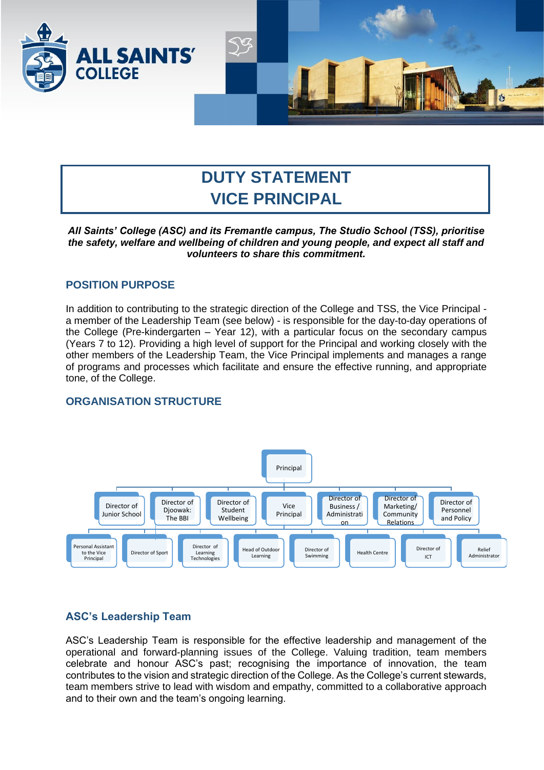# DUTY STATEMENT
# VICE PRINCIPAL

***All Saints' College (ASC) and its Fremantle campus, The Studio School (TSS), prioritise the safety, welfare and wellbeing of children and young people, and expect all staff and volunteers to share this commitment.***

## POSITION PURPOSE

In addition to contributing to the strategic direction of the College and TSS, the Vice Principal - a member of the Leadership Team (see below) - is responsible for the day-to-day operations of the College (Pre-kindergarten – Year 12), with a particular focus on the secondary campus (Years 7 to 12). Providing a high level of support for the Principal and working closely with the other members of the Leadership Team, the Vice Principal implements and manages a range of programs and processes which facilitate and ensure the effective running, and appropriate tone, of the College.

## ORGANISATION STRUCTURE

- Principal
  - Director of Junior School
  - Director of Djoowak: The BBI
  - Director of Student Wellbeing
  - Vice Principal
    - Personal Assistant to the Vice Principal
    - Director of Sport
    - Director of Learning Technologies
    - Head of Outdoor Learning
    - Director of Swimming
    - Health Centre
    - Director of ICT
    - Relief Administrator
  - Director of Business / Administration
  - Director of Marketing/ Community Relations
  - Director of Personnel and Policy

## ASC's Leadership Team

ASC's Leadership Team is responsible for the effective leadership and management of the operational and forward-planning issues of the College. Valuing tradition, team members celebrate and honour ASC's past; recognising the importance of innovation, the team contributes to the vision and strategic direction of the College. As the College's current stewards, team members strive to lead with wisdom and empathy, committed to a collaborative approach and to their own and the team's ongoing learning.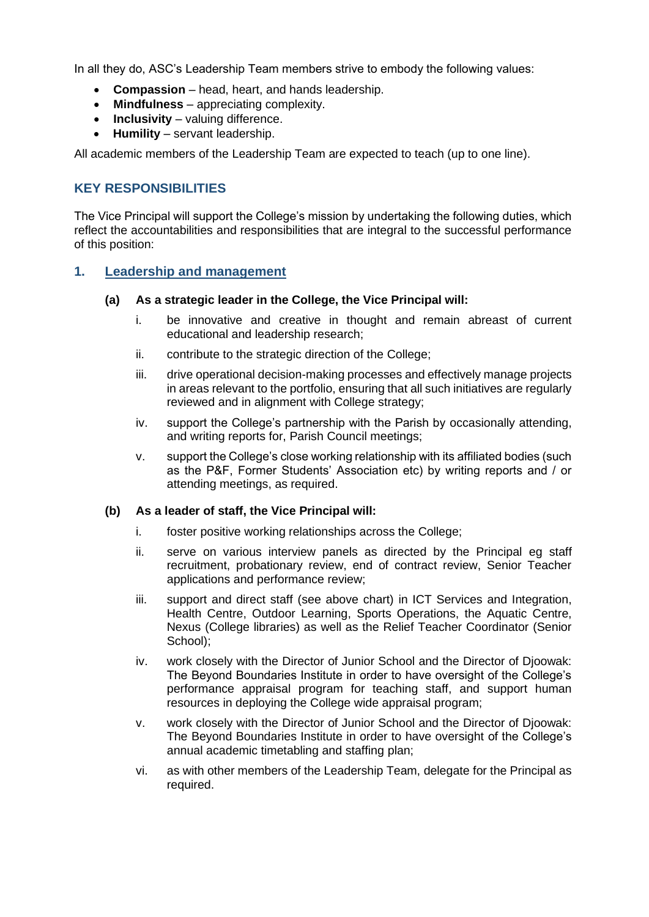In all they do, ASC's Leadership Team members strive to embody the following values:

- **Compassion** – head, heart, and hands leadership.
- **Mindfulness** – appreciating complexity.
- **Inclusivity** – valuing difference.
- **Humility** – servant leadership.

All academic members of the Leadership Team are expected to teach (up to one line).

## KEY RESPONSIBILITIES

The Vice Principal will support the College's mission by undertaking the following duties, which reflect the accountabilities and responsibilities that are integral to the successful performance of this position:

### 1. Leadership and management

**(a) As a strategic leader in the College, the Vice Principal will:**

i. be innovative and creative in thought and remain abreast of current educational and leadership research;

ii. contribute to the strategic direction of the College;

iii. drive operational decision-making processes and effectively manage projects in areas relevant to the portfolio, ensuring that all such initiatives are regularly reviewed and in alignment with College strategy;

iv. support the College's partnership with the Parish by occasionally attending, and writing reports for, Parish Council meetings;

v. support the College's close working relationship with its affiliated bodies (such as the P&F, Former Students' Association etc) by writing reports and / or attending meetings, as required.

**(b) As a leader of staff, the Vice Principal will:**

i. foster positive working relationships across the College;

ii. serve on various interview panels as directed by the Principal eg staff recruitment, probationary review, end of contract review, Senior Teacher applications and performance review;

iii. support and direct staff (see above chart) in ICT Services and Integration, Health Centre, Outdoor Learning, Sports Operations, the Aquatic Centre, Nexus (College libraries) as well as the Relief Teacher Coordinator (Senior School);

iv. work closely with the Director of Junior School and the Director of Djoowak: The Beyond Boundaries Institute in order to have oversight of the College's performance appraisal program for teaching staff, and support human resources in deploying the College wide appraisal program;

v. work closely with the Director of Junior School and the Director of Djoowak: The Beyond Boundaries Institute in order to have oversight of the College's annual academic timetabling and staffing plan;

vi. as with other members of the Leadership Team, delegate for the Principal as required.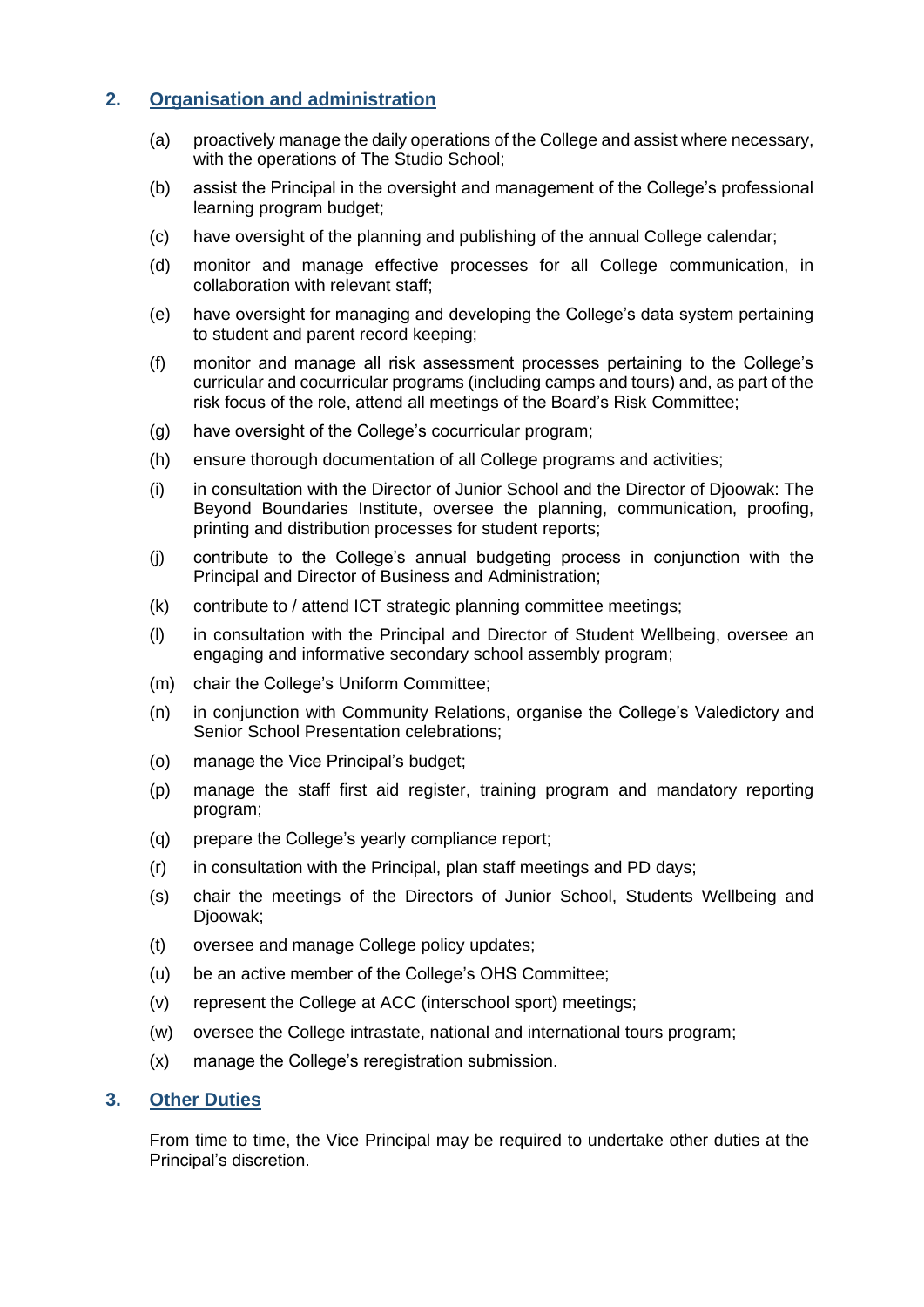## 2. Organisation and administration

(a) proactively manage the daily operations of the College and assist where necessary, with the operations of The Studio School;

(b) assist the Principal in the oversight and management of the College's professional learning program budget;

(c) have oversight of the planning and publishing of the annual College calendar;

(d) monitor and manage effective processes for all College communication, in collaboration with relevant staff;

(e) have oversight for managing and developing the College's data system pertaining to student and parent record keeping;

(f) monitor and manage all risk assessment processes pertaining to the College's curricular and cocurricular programs (including camps and tours) and, as part of the risk focus of the role, attend all meetings of the Board's Risk Committee;

(g) have oversight of the College's cocurricular program;

(h) ensure thorough documentation of all College programs and activities;

(i) in consultation with the Director of Junior School and the Director of Djoowak: The Beyond Boundaries Institute, oversee the planning, communication, proofing, printing and distribution processes for student reports;

(j) contribute to the College's annual budgeting process in conjunction with the Principal and Director of Business and Administration;

(k) contribute to / attend ICT strategic planning committee meetings;

(l) in consultation with the Principal and Director of Student Wellbeing, oversee an engaging and informative secondary school assembly program;

(m) chair the College's Uniform Committee;

(n) in conjunction with Community Relations, organise the College's Valedictory and Senior School Presentation celebrations;

(o) manage the Vice Principal's budget;

(p) manage the staff first aid register, training program and mandatory reporting program;

(q) prepare the College's yearly compliance report;

(r) in consultation with the Principal, plan staff meetings and PD days;

(s) chair the meetings of the Directors of Junior School, Students Wellbeing and Djoowak;

(t) oversee and manage College policy updates;

(u) be an active member of the College's OHS Committee;

(v) represent the College at ACC (interschool sport) meetings;

(w) oversee the College intrastate, national and international tours program;

(x) manage the College's reregistration submission.

## 3. Other Duties

From time to time, the Vice Principal may be required to undertake other duties at the Principal's discretion.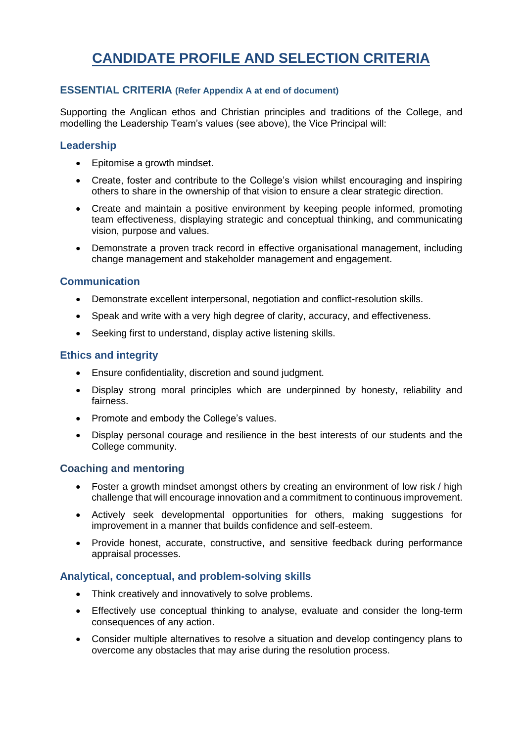# CANDIDATE PROFILE AND SELECTION CRITERIA

## ESSENTIAL CRITERIA (Refer Appendix A at end of document)

Supporting the Anglican ethos and Christian principles and traditions of the College, and modelling the Leadership Team's values (see above), the Vice Principal will:

### Leadership

- Epitomise a growth mindset.
- Create, foster and contribute to the College's vision whilst encouraging and inspiring others to share in the ownership of that vision to ensure a clear strategic direction.
- Create and maintain a positive environment by keeping people informed, promoting team effectiveness, displaying strategic and conceptual thinking, and communicating vision, purpose and values.
- Demonstrate a proven track record in effective organisational management, including change management and stakeholder management and engagement.

### Communication

- Demonstrate excellent interpersonal, negotiation and conflict-resolution skills.
- Speak and write with a very high degree of clarity, accuracy, and effectiveness.
- Seeking first to understand, display active listening skills.

### Ethics and integrity

- Ensure confidentiality, discretion and sound judgment.
- Display strong moral principles which are underpinned by honesty, reliability and fairness.
- Promote and embody the College's values.
- Display personal courage and resilience in the best interests of our students and the College community.

### Coaching and mentoring

- Foster a growth mindset amongst others by creating an environment of low risk / high challenge that will encourage innovation and a commitment to continuous improvement.
- Actively seek developmental opportunities for others, making suggestions for improvement in a manner that builds confidence and self-esteem.
- Provide honest, accurate, constructive, and sensitive feedback during performance appraisal processes.

### Analytical, conceptual, and problem-solving skills

- Think creatively and innovatively to solve problems.
- Effectively use conceptual thinking to analyse, evaluate and consider the long-term consequences of any action.
- Consider multiple alternatives to resolve a situation and develop contingency plans to overcome any obstacles that may arise during the resolution process.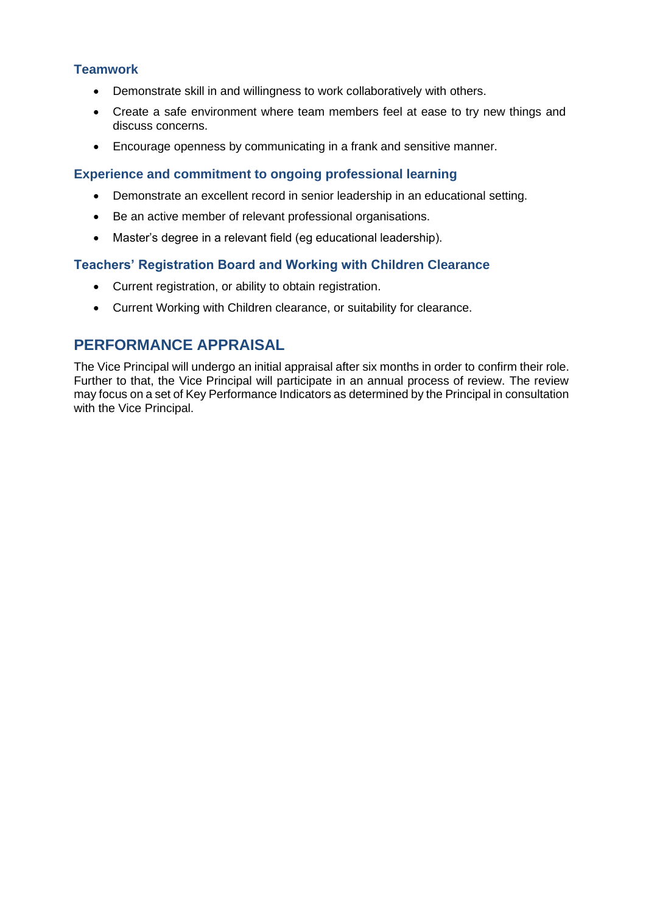### Teamwork

- Demonstrate skill in and willingness to work collaboratively with others.
- Create a safe environment where team members feel at ease to try new things and discuss concerns.
- Encourage openness by communicating in a frank and sensitive manner.

### Experience and commitment to ongoing professional learning

- Demonstrate an excellent record in senior leadership in an educational setting.
- Be an active member of relevant professional organisations.
- Master's degree in a relevant field (eg educational leadership).

### Teachers' Registration Board and Working with Children Clearance

- Current registration, or ability to obtain registration.
- Current Working with Children clearance, or suitability for clearance.

## PERFORMANCE APPRAISAL

The Vice Principal will undergo an initial appraisal after six months in order to confirm their role. Further to that, the Vice Principal will participate in an annual process of review. The review may focus on a set of Key Performance Indicators as determined by the Principal in consultation with the Vice Principal.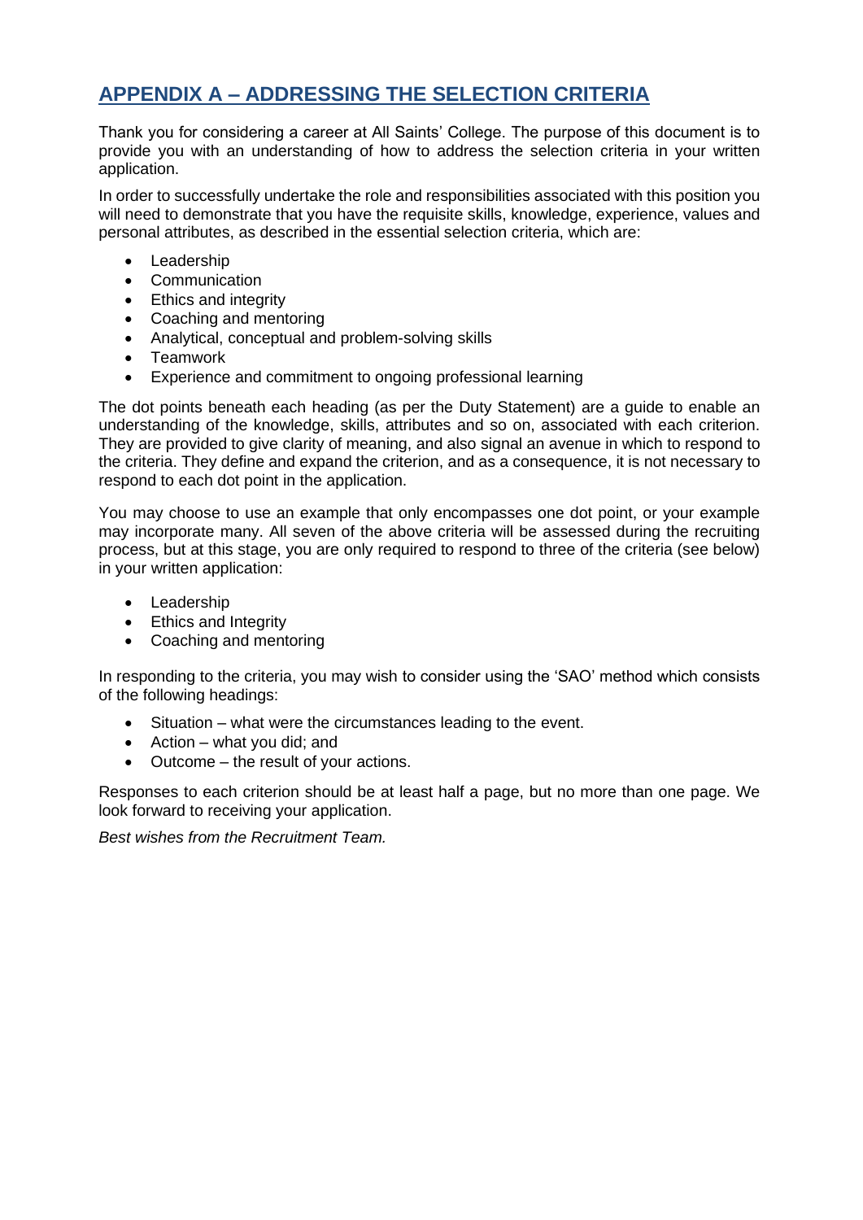## APPENDIX A – ADDRESSING THE SELECTION CRITERIA

Thank you for considering a career at All Saints' College. The purpose of this document is to provide you with an understanding of how to address the selection criteria in your written application.

In order to successfully undertake the role and responsibilities associated with this position you will need to demonstrate that you have the requisite skills, knowledge, experience, values and personal attributes, as described in the essential selection criteria, which are:

- Leadership
- Communication
- Ethics and integrity
- Coaching and mentoring
- Analytical, conceptual and problem-solving skills
- Teamwork
- Experience and commitment to ongoing professional learning

The dot points beneath each heading (as per the Duty Statement) are a guide to enable an understanding of the knowledge, skills, attributes and so on, associated with each criterion. They are provided to give clarity of meaning, and also signal an avenue in which to respond to the criteria. They define and expand the criterion, and as a consequence, it is not necessary to respond to each dot point in the application.

You may choose to use an example that only encompasses one dot point, or your example may incorporate many. All seven of the above criteria will be assessed during the recruiting process, but at this stage, you are only required to respond to three of the criteria (see below) in your written application:

- Leadership
- Ethics and Integrity
- Coaching and mentoring

In responding to the criteria, you may wish to consider using the 'SAO' method which consists of the following headings:

- Situation – what were the circumstances leading to the event.
- Action – what you did; and
- Outcome – the result of your actions.

Responses to each criterion should be at least half a page, but no more than one page. We look forward to receiving your application.

*Best wishes from the Recruitment Team.*